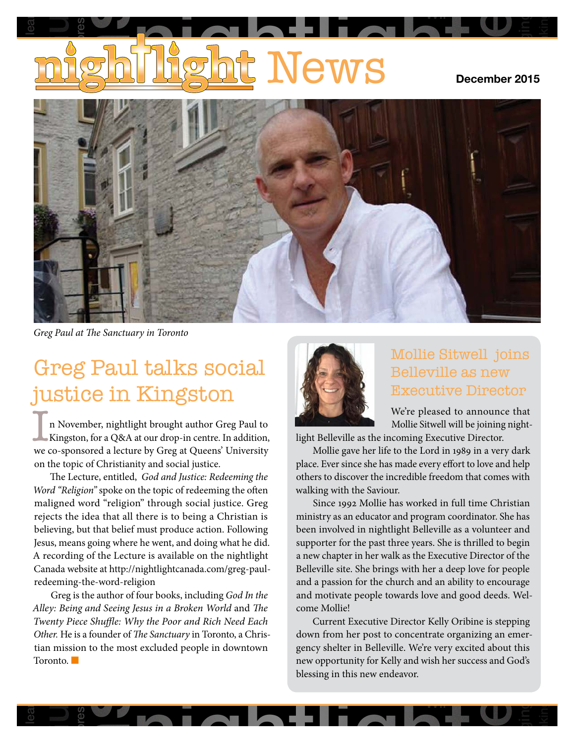# nightlight News

**December 2015**

*Greg Paul at The Sanctuary in Toronto*

## Greg Paul talks social justice in Kingston

In November, nightlight brought author Greg Paul to Kingston, for a Q&A at our drop-in centre. In addition, we co-sponsored a lecture by Greg at Queens' University on the topic of Christianity and social justice.

The Lecture, entitled, *God and Justice: Redeeming the Word "Religion"* spoke on the topic of redeeming the often maligned word "religion" through social justice. Greg rejects the idea that all there is to being a Christian is believing, but that belief must produce action. Following Jesus, means going where he went, and doing what he did. A recording of the Lecture is available on the nightlight Canada website at http://nightlightcanada.com/greg-paul-redeeming-the-word-religion

Greg is the author of four books, including *God In the Alley: Being and Seeing Jesus in a Broken World* and *The Twenty Piece Shuffle: Why the Poor and Rich Need Each Other.* He is a founder of *The Sanctuary* in Toronto, a Christian mission to the most excluded people in downtown Toronto.

## Mollie Sitwell joins Belleville as new Executive Director

We're pleased to announce that Mollie Sitwell will be joining nightlight Belleville as the incoming Executive Director.

Mollie gave her life to the Lord in 1989 in a very dark place. Ever since she has made every effort to love and help others to discover the incredible freedom that comes with walking with the Saviour.

Since 1992 Mollie has worked in full time Christian ministry as an educator and program coordinator. She has been involved in nightlight Belleville as a volunteer and supporter for the past three years. She is thrilled to begin a new chapter in her walk as the Executive Director of the Belleville site. She brings with her a deep love for people and a passion for the church and an ability to encourage and motivate people towards love and good deeds. Welcome Mollie!

Current Executive Director Kelly Oribine is stepping down from her post to concentrate organizing an emergency shelter in Belleville. We're very excited about this new opportunity for Kelly and wish her success and God's blessing in this new endeavor.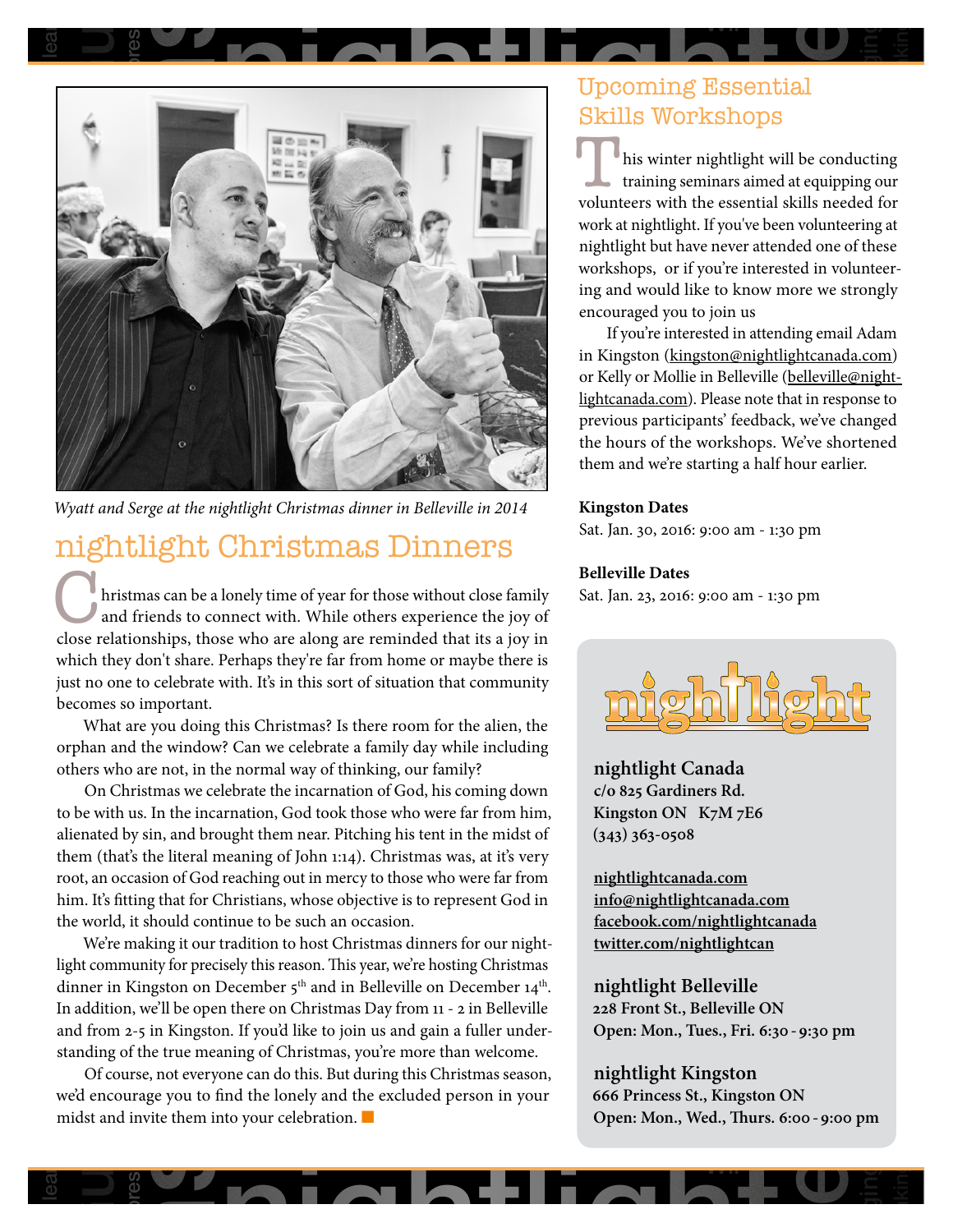*Wyatt and Serge at the nightlight Christmas dinner in Belleville in 2014*

## nightlight Christmas Dinners

Christmas can be a lonely time of year for those without close family and friends to connect with. While others experience the joy of close relationships, those who are along are reminded that its a joy in which they don't share. Perhaps they're far from home or maybe there is just no one to celebrate with. It's in this sort of situation that community becomes so important.

What are you doing this Christmas? Is there room for the alien, the orphan and the window? Can we celebrate a family day while including others who are not, in the normal way of thinking, our family?

On Christmas we celebrate the incarnation of God, his coming down to be with us. In the incarnation, God took those who were far from him, alienated by sin, and brought them near. Pitching his tent in the midst of them (that's the literal meaning of John 1:14). Christmas was, at it's very root, an occasion of God reaching out in mercy to those who were far from him. It's fitting that for Christians, whose objective is to represent God in the world, it should continue to be such an occasion.

We're making it our tradition to host Christmas dinners for our nightlight community for precisely this reason. This year, we're hosting Christmas dinner in Kingston on December 5th and in Belleville on December 14th. In addition, we'll be open there on Christmas Day from 11 - 2 in Belleville and from 2-5 in Kingston. If you'd like to join us and gain a fuller understanding of the true meaning of Christmas, you're more than welcome.

Of course, not everyone can do this. But during this Christmas season, we'd encourage you to find the lonely and the excluded person in your midst and invite them into your celebration. ■

## Upcoming Essential Skills Workshops

This winter nightlight will be conducting training seminars aimed at equipping our volunteers with the essential skills needed for work at nightlight. If you've been volunteering at nightlight but have never attended one of these workshops, or if you're interested in volunteering and would like to know more we strongly encouraged you to join us

If you're interested in attending email Adam in Kingston (kingston@nightlightcanada.com) or Kelly or Mollie in Belleville (belleville@nightlightcanada.com). Please note that in response to previous participants' feedback, we've changed the hours of the workshops. We've shortened them and we're starting a half hour earlier.

**Kingston Dates**
Sat. Jan. 30, 2016: 9:00 am - 1:30 pm

**Belleville Dates**
Sat. Jan. 23, 2016: 9:00 am - 1:30 pm

nightlight

**nightlight Canada**
**c/o 825 Gardiners Rd.**
**Kingston ON K7M 7E6**
**(343) 363-0508**

**nightlightcanada.com**
**info@nightlightcanada.com**
**facebook.com/nightlightcanada**
**twitter.com/nightlightcan**

**nightlight Belleville**
**228 Front St., Belleville ON**
**Open: Mon., Tues., Fri. 6:30 - 9:30 pm**

**nightlight Kingston**
**666 Princess St., Kingston ON**
**Open: Mon., Wed., Thurs. 6:00 - 9:00 pm**